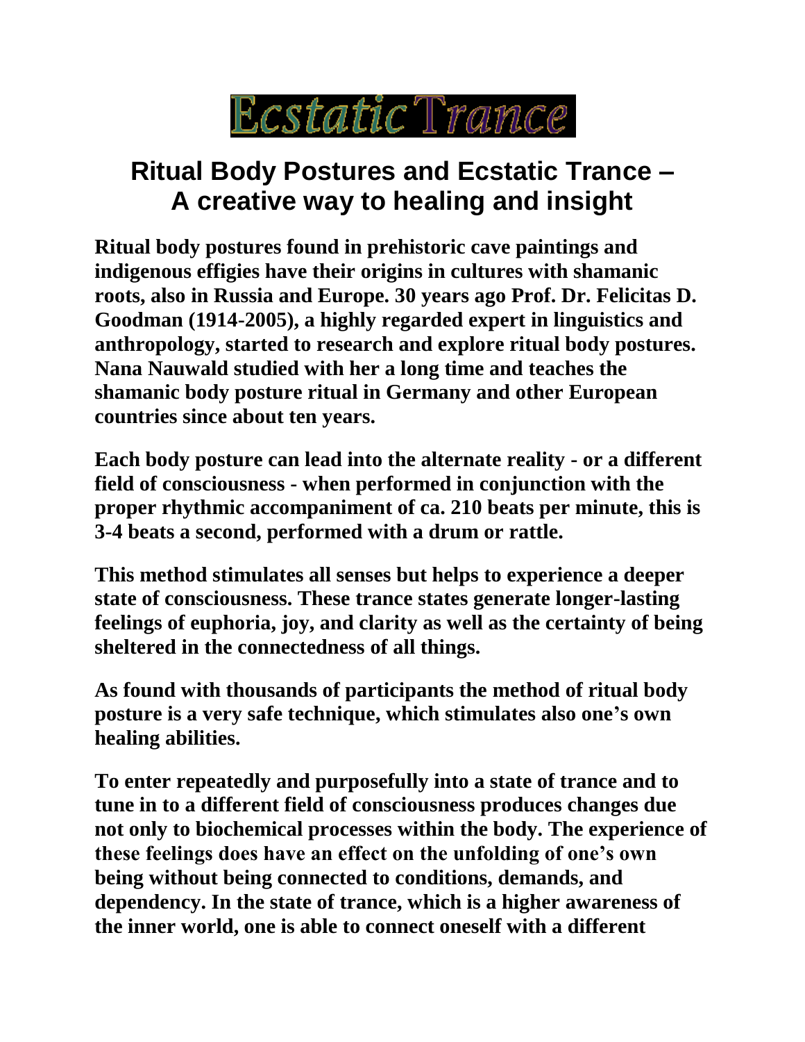# Ecstatic Trance

## Ritual Body Postures and Ecstatic Trance – A creative way to healing and insight

**Ritual body postures found in prehistoric cave paintings and indigenous effigies have their origins in cultures with shamanic roots, also in Russia and Europe. 30 years ago Prof. Dr. Felicitas D. Goodman (1914-2005), a highly regarded expert in linguistics and anthropology, started to research and explore ritual body postures. Nana Nauwald studied with her a long time and teaches the shamanic body posture ritual in Germany and other European countries since about ten years.**

**Each body posture can lead into the alternate reality - or a different field of consciousness - when performed in conjunction with the proper rhythmic accompaniment of ca. 210 beats per minute, this is 3-4 beats a second, performed with a drum or rattle.**

**This method stimulates all senses but helps to experience a deeper state of consciousness. These trance states generate longer-lasting feelings of euphoria, joy, and clarity as well as the certainty of being sheltered in the connectedness of all things.**

**As found with thousands of participants the method of ritual body posture is a very safe technique, which stimulates also one's own healing abilities.**

**To enter repeatedly and purposefully into a state of trance and to tune in to a different field of consciousness produces changes due not only to biochemical processes within the body. The experience of these feelings does have an effect on the unfolding of one's own being without being connected to conditions, demands, and dependency. In the state of trance, which is a higher awareness of the inner world, one is able to connect oneself with a different**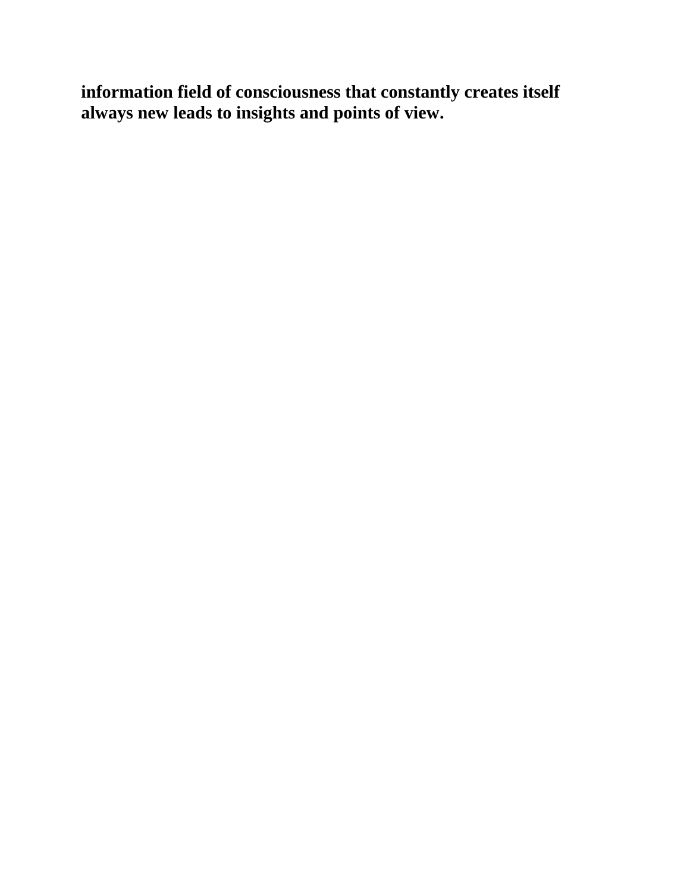**information field of consciousness that constantly creates itself always new leads to insights and points of view.**